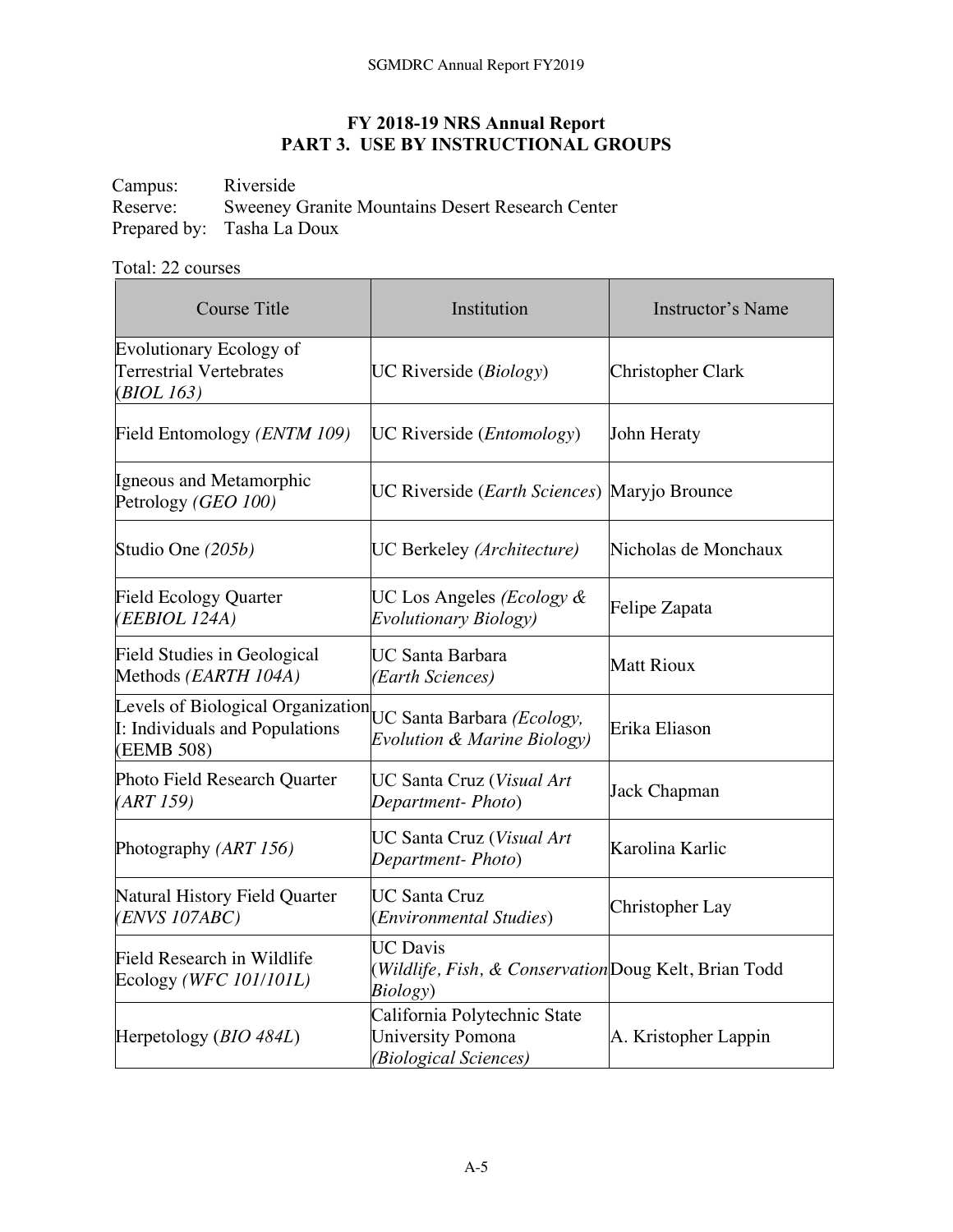## FY 2018-19 NRS Annual Report
## PART 3. USE BY INSTRUCTIONAL GROUPS

Campus: Riverside
Reserve: Sweeney Granite Mountains Desert Research Center
Prepared by: Tasha La Doux

Total: 22 courses

| Course Title | Institution | Instructor's Name |
|---|---|---|
| Evolutionary Ecology of Terrestrial Vertebrates (*BIOL 163)* | UC Riverside (*Biology*) | Christopher Clark |
| Field Entomology *(ENTM 109)* | UC Riverside (*Entomology*) | John Heraty |
| Igneous and Metamorphic Petrology *(GEO 100)* | UC Riverside (*Earth Sciences*) | Maryjo Brounce |
| Studio One *(205b)* | UC Berkeley *(Architecture)* | Nicholas de Monchaux |
| Field Ecology Quarter *(EEBIOL 124A)* | UC Los Angeles *(Ecology & Evolutionary Biology)* | Felipe Zapata |
| Field Studies in Geological Methods *(EARTH 104A)* | UC Santa Barbara *(Earth Sciences)* | Matt Rioux |
| Levels of Biological Organization I: Individuals and Populations (EEMB 508) | UC Santa Barbara *(Ecology, Evolution & Marine Biology)* | Erika Eliason |
| Photo Field Research Quarter *(ART 159)* | UC Santa Cruz (*Visual Art Department- Photo*) | Jack Chapman |
| Photography *(ART 156)* | UC Santa Cruz (*Visual Art Department- Photo*) | Karolina Karlic |
| Natural History Field Quarter *(ENVS 107ABC)* | UC Santa Cruz (*Environmental Studies*) | Christopher Lay |
| Field Research in Wildlife Ecology *(WFC 101/101L)* | UC Davis (*Wildlife, Fish, & Conservation Biology*) | Doug Kelt, Brian Todd |
| Herpetology (*BIO 484L*) | California Polytechnic State University Pomona *(Biological Sciences)* | A. Kristopher Lappin |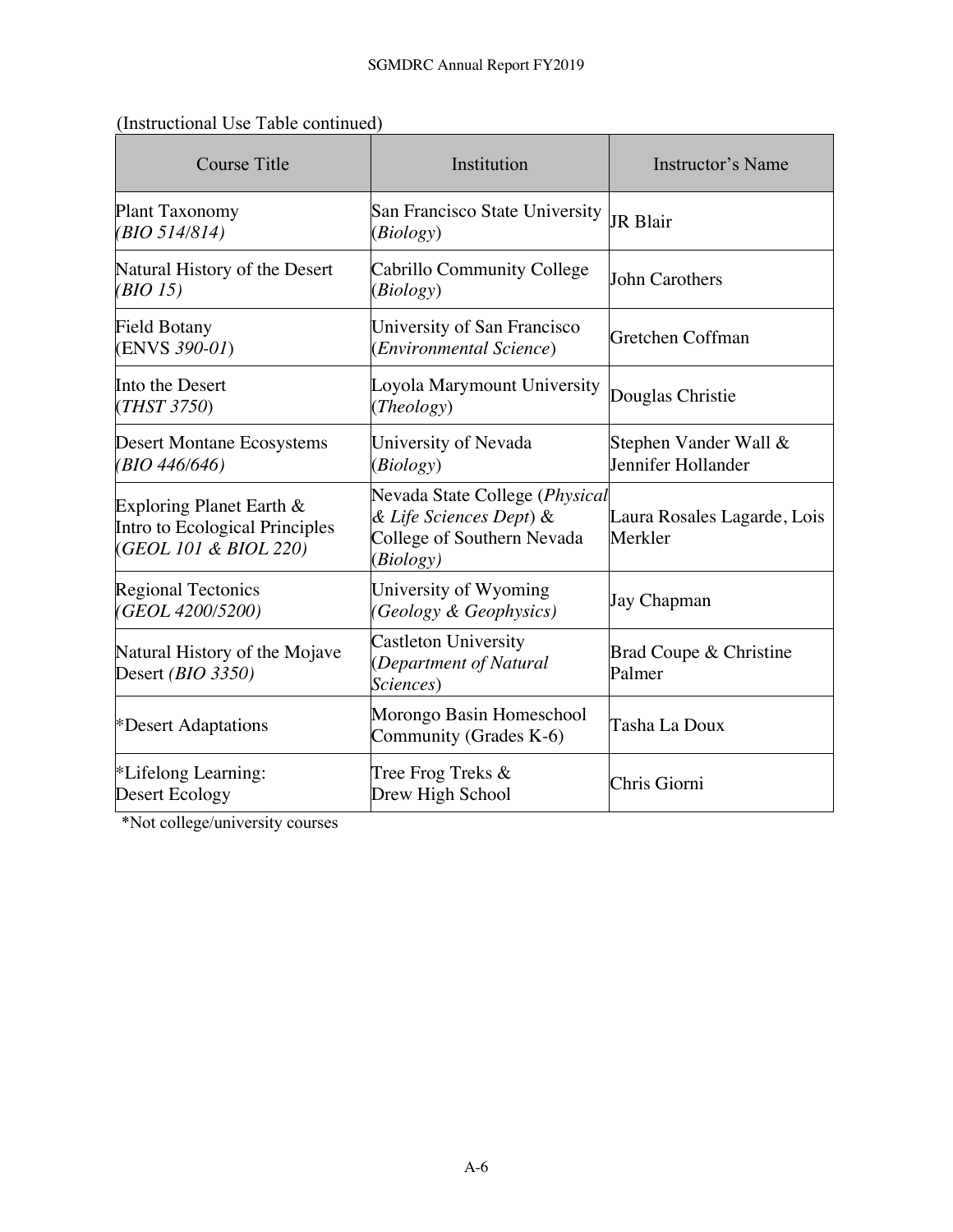(Instructional Use Table continued)

| Course Title | Institution | Instructor's Name |
|---|---|---|
| Plant Taxonomy *(BIO 514/814)* | San Francisco State University (*Biology*) | JR Blair |
| Natural History of the Desert *(BIO 15)* | Cabrillo Community College (*Biology*) | John Carothers |
| Field Botany (ENVS *390-01*) | University of San Francisco (*Environmental Science*) | Gretchen Coffman |
| Into the Desert (*THST 3750*) | Loyola Marymount University (*Theology*) | Douglas Christie |
| Desert Montane Ecosystems *(BIO 446/646)* | University of Nevada (*Biology*) | Stephen Vander Wall & Jennifer Hollander |
| Exploring Planet Earth & Intro to Ecological Principles (*GEOL 101 & BIOL 220)* | Nevada State College (*Physical & Life Sciences Dept*) & College of Southern Nevada (*Biology)* | Laura Rosales Lagarde, Lois Merkler |
| Regional Tectonics *(GEOL 4200/5200)* | University of Wyoming *(Geology & Geophysics)* | Jay Chapman |
| Natural History of the Mojave Desert *(BIO 3350)* | Castleton University (*Department of Natural Sciences*) | Brad Coupe & Christine Palmer |
| *Desert Adaptations | Morongo Basin Homeschool Community (Grades K-6) | Tasha La Doux |
| *Lifelong Learning: Desert Ecology | Tree Frog Treks & Drew High School | Chris Giorni |

*Not college/university courses